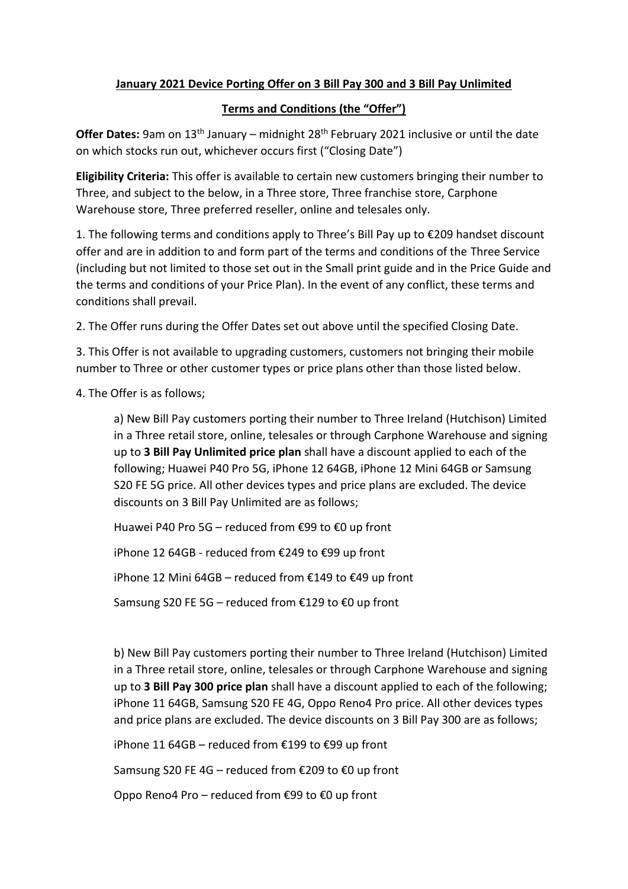**January 2021 Device Porting Offer on 3 Bill Pay 300 and 3 Bill Pay Unlimited**

**Terms and Conditions (the "Offer")**

**Offer Dates:** 9am on 13th January – midnight 28th February 2021 inclusive or until the date on which stocks run out, whichever occurs first ("Closing Date")

**Eligibility Criteria:** This offer is available to certain new customers bringing their number to Three, and subject to the below, in a Three store, Three franchise store, Carphone Warehouse store, Three preferred reseller, online and telesales only.

1. The following terms and conditions apply to Three's Bill Pay up to €209 handset discount offer and are in addition to and form part of the terms and conditions of the Three Service (including but not limited to those set out in the Small print guide and in the Price Guide and the terms and conditions of your Price Plan). In the event of any conflict, these terms and conditions shall prevail.

2. The Offer runs during the Offer Dates set out above until the specified Closing Date.

3. This Offer is not available to upgrading customers, customers not bringing their mobile number to Three or other customer types or price plans other than those listed below.

4. The Offer is as follows;

   a) New Bill Pay customers porting their number to Three Ireland (Hutchison) Limited in a Three retail store, online, telesales or through Carphone Warehouse and signing up to **3 Bill Pay Unlimited price plan** shall have a discount applied to each of the following; Huawei P40 Pro 5G, iPhone 12 64GB, iPhone 12 Mini 64GB or Samsung S20 FE 5G price. All other devices types and price plans are excluded. The device discounts on 3 Bill Pay Unlimited are as follows;

   Huawei P40 Pro 5G – reduced from €99 to €0 up front

   iPhone 12 64GB - reduced from €249 to €99 up front

   iPhone 12 Mini 64GB – reduced from €149 to €49 up front

   Samsung S20 FE 5G – reduced from €129 to €0 up front

   b) New Bill Pay customers porting their number to Three Ireland (Hutchison) Limited in a Three retail store, online, telesales or through Carphone Warehouse and signing up to **3 Bill Pay 300 price plan** shall have a discount applied to each of the following; iPhone 11 64GB, Samsung S20 FE 4G, Oppo Reno4 Pro price. All other devices types and price plans are excluded. The device discounts on 3 Bill Pay 300 are as follows;

   iPhone 11 64GB – reduced from €199 to €99 up front

   Samsung S20 FE 4G – reduced from €209 to €0 up front

   Oppo Reno4 Pro – reduced from €99 to €0 up front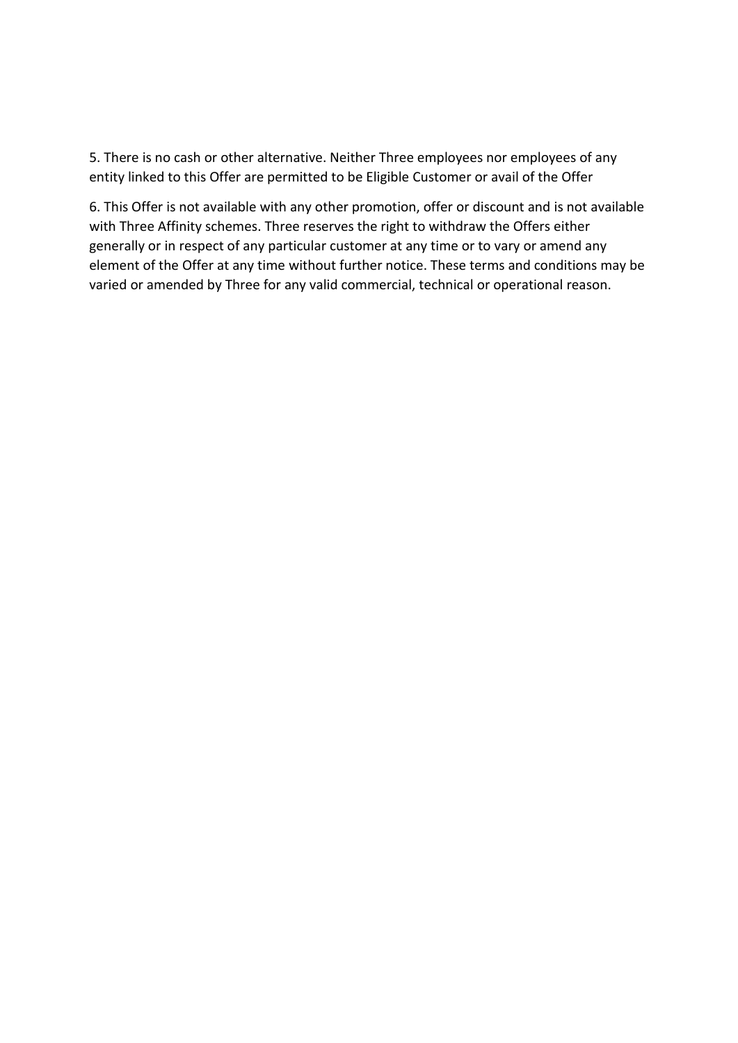5. There is no cash or other alternative. Neither Three employees nor employees of any entity linked to this Offer are permitted to be Eligible Customer or avail of the Offer

6. This Offer is not available with any other promotion, offer or discount and is not available with Three Affinity schemes. Three reserves the right to withdraw the Offers either generally or in respect of any particular customer at any time or to vary or amend any element of the Offer at any time without further notice. These terms and conditions may be varied or amended by Three for any valid commercial, technical or operational reason.